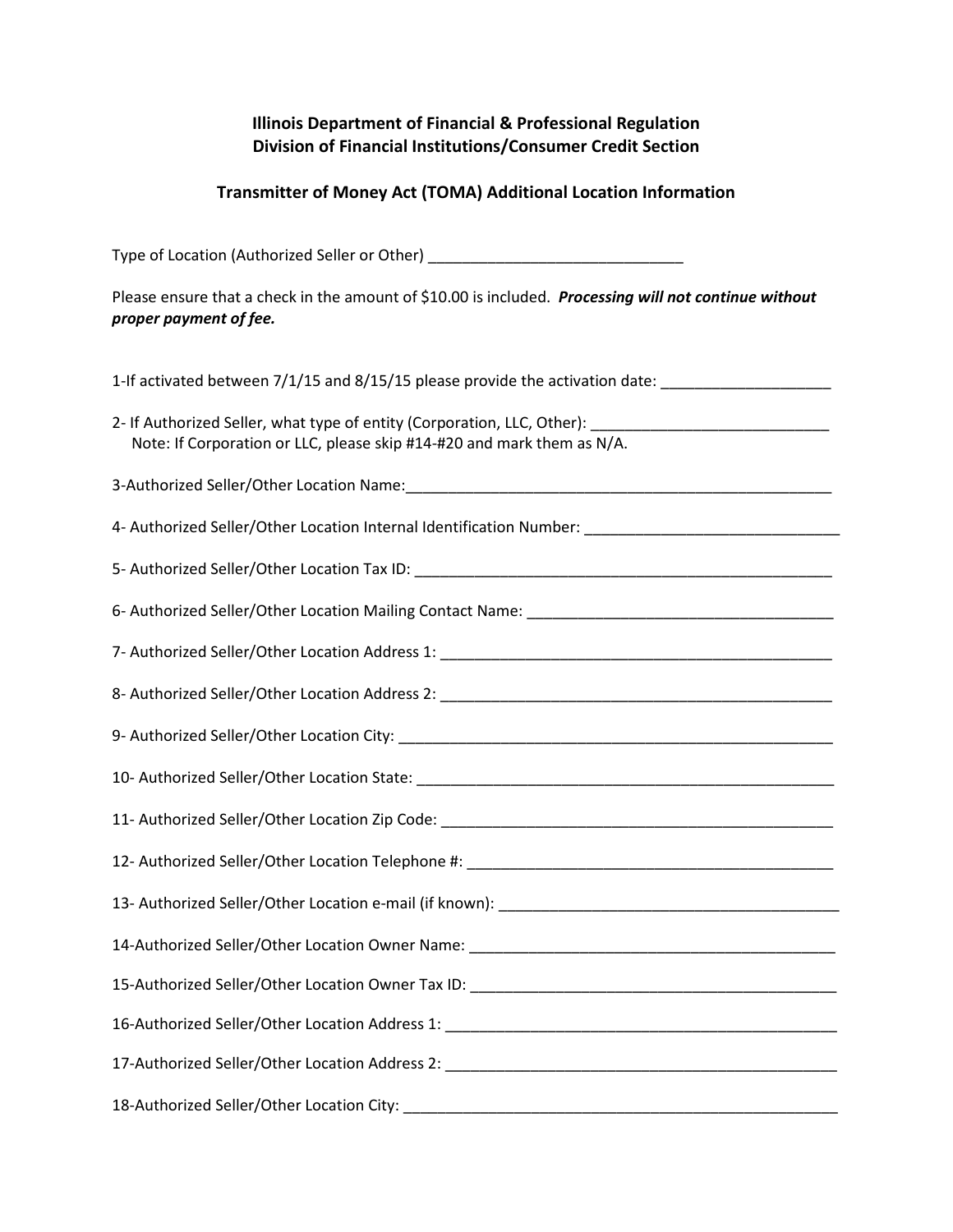**Illinois Department of Financial & Professional Regulation**
**Division of Financial Institutions/Consumer Credit Section**

**Transmitter of Money Act (TOMA) Additional Location Information**

Type of Location (Authorized Seller or Other) ______________________________

Please ensure that a check in the amount of $10.00 is included. ***Processing will not continue without proper payment of fee.***

1-If activated between 7/1/15 and 8/15/15 please provide the activation date: ____________________

2- If Authorized Seller, what type of entity (Corporation, LLC, Other): ____________________________
   Note: If Corporation or LLC, please skip #14-#20 and mark them as N/A.

3-Authorized Seller/Other Location Name:____________________________________________________

4- Authorized Seller/Other Location Internal Identification Number: ______________________________

5- Authorized Seller/Other Location Tax ID: __________________________________________________

6- Authorized Seller/Other Location Mailing Contact Name: ____________________________________

7- Authorized Seller/Other Location Address 1: _______________________________________________

8- Authorized Seller/Other Location Address 2: _______________________________________________

9- Authorized Seller/Other Location City: ____________________________________________________

10- Authorized Seller/Other Location State: __________________________________________________

11- Authorized Seller/Other Location Zip Code: _______________________________________________

12- Authorized Seller/Other Location Telephone #: ____________________________________________

13- Authorized Seller/Other Location e-mail (if known): _________________________________________

14-Authorized Seller/Other Location Owner Name: ____________________________________________

15-Authorized Seller/Other Location Owner Tax ID: ___________________________________________

16-Authorized Seller/Other Location Address 1: _______________________________________________

17-Authorized Seller/Other Location Address 2: _______________________________________________

18-Authorized Seller/Other Location City: ____________________________________________________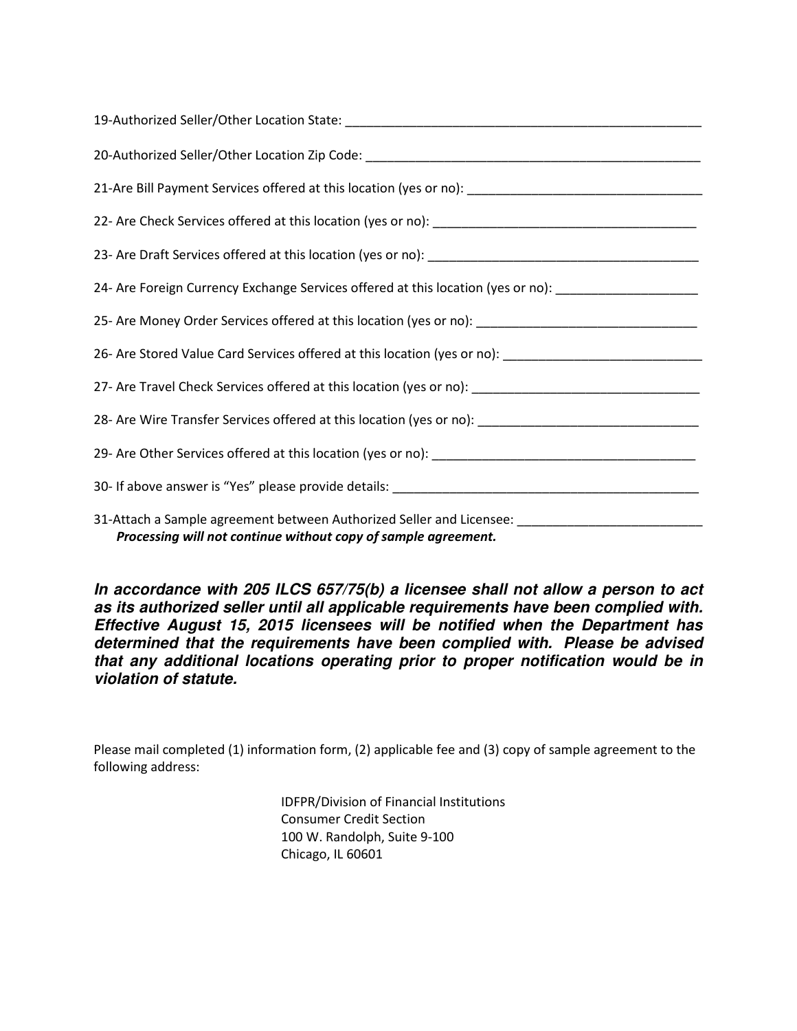19-Authorized Seller/Other Location State: ____________________________________________________

20-Authorized Seller/Other Location Zip Code: _________________________________________________

21-Are Bill Payment Services offered at this location (yes or no): ________________________________

22- Are Check Services offered at this location (yes or no): ____________________________________

23- Are Draft Services offered at this location (yes or no): _____________________________________

24- Are Foreign Currency Exchange Services offered at this location (yes or no): ___________________

25- Are Money Order Services offered at this location (yes or no): ______________________________

26- Are Stored Value Card Services offered at this location (yes or no): ___________________________

27- Are Travel Check Services offered at this location (yes or no): ______________________________

28- Are Wire Transfer Services offered at this location (yes or no): ______________________________

29- Are Other Services offered at this location (yes or no): ____________________________________

30- If above answer is "Yes" please provide details: _____________________________________________

31-Attach a Sample agreement between Authorized Seller and Licensee: _________________________
***Processing will not continue without copy of sample agreement.***

***In accordance with 205 ILCS 657/75(b) a licensee shall not allow a person to act as its authorized seller until all applicable requirements have been complied with. Effective August 15, 2015 licensees will be notified when the Department has determined that the requirements have been complied with. Please be advised that any additional locations operating prior to proper notification would be in violation of statute.***

Please mail completed (1) information form, (2) applicable fee and (3) copy of sample agreement to the following address:

IDFPR/Division of Financial Institutions
Consumer Credit Section
100 W. Randolph, Suite 9-100
Chicago, IL 60601